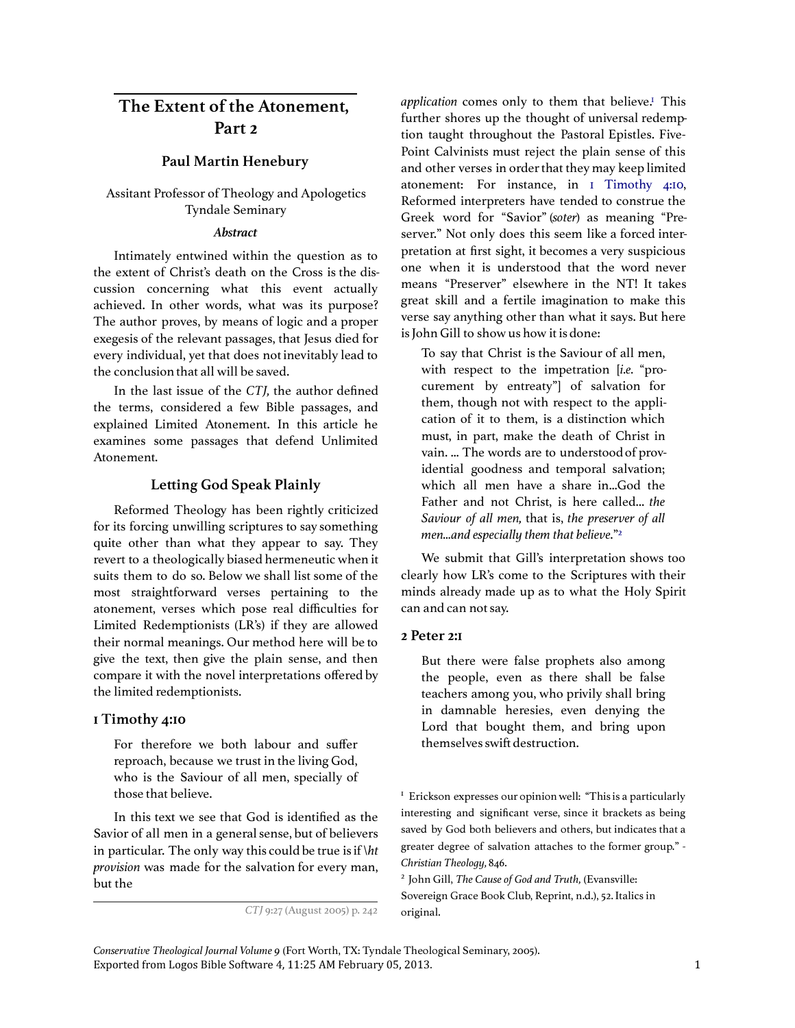# The Extent of the Atonement, Part 2

### Paul Martin Henebury

Assitant Professor of Theology and Apologetics
Tyndale Seminary

***Abstract***

Intimately entwined within the question as to the extent of Christ's death on the Cross is the discussion concerning what this event actually achieved. In other words, what was its purpose? The author proves, by means of logic and a proper exegesis of the relevant passages, that Jesus died for every individual, yet that does not inevitably lead to the conclusion that all will be saved.

In the last issue of the *CTJ,* the author defined the terms, considered a few Bible passages, and explained Limited Atonement. In this article he examines some passages that defend Unlimited Atonement.

## Letting God Speak Plainly

Reformed Theology has been rightly criticized for its forcing unwilling scriptures to say something quite other than what they appear to say. They revert to a theologically biased hermeneutic when it suits them to do so. Below we shall list some of the most straightforward verses pertaining to the atonement, verses which pose real difficulties for Limited Redemptionists (LR's) if they are allowed their normal meanings. Our method here will be to give the text, then give the plain sense, and then compare it with the novel interpretations offered by the limited redemptionists.

### 1 Timothy 4:10

> For therefore we both labour and suffer reproach, because we trust in the living God, who is the Saviour of all men, specially of those that believe.

In this text we see that God is identified as the Savior of all men in a general sense, but of believers in particular. The only way this could be true is if \ht *provision* was made for the salvation for every man, but the *application* comes only to them that believe.[1] This further shores up the thought of universal redemption taught throughout the Pastoral Epistles. Five-Point Calvinists must reject the plain sense of this and other verses in order that they may keep limited atonement: For instance, in 1 Timothy 4:10, Reformed interpreters have tended to construe the Greek word for "Savior" (*soter*) as meaning "Preserver." Not only does this seem like a forced interpretation at first sight, it becomes a very suspicious one when it is understood that the word never means "Preserver" elsewhere in the NT! It takes great skill and a fertile imagination to make this verse say anything other than what it says. But here is John Gill to show us how it is done:

> To say that Christ is the Saviour of all men, with respect to the impetration [*i.e.* "procurement by entreaty"] of salvation for them, though not with respect to the application of it to them, is a distinction which must, in part, make the death of Christ in vain. … The words are to understood of providential goodness and temporal salvation; which all men have a share in…God the Father and not Christ, is here called… *the Saviour of all men,* that is, *the preserver of all men…and especially them that believe*."[2]

We submit that Gill's interpretation shows too clearly how LR's come to the Scriptures with their minds already made up as to what the Holy Spirit can and can not say.

### 2 Peter 2:1

> But there were false prophets also among the people, even as there shall be false teachers among you, who privily shall bring in damnable heresies, even denying the Lord that bought them, and bring upon themselves swift destruction.

[1] Erickson expresses our opinion well: "This is a particularly interesting and significant verse, since it brackets as being saved by God both believers and others, but indicates that a greater degree of salvation attaches to the former group." - *Christian Theology,* 846.

[2] John Gill, *The Cause of God and Truth,* (Evansville: Sovereign Grace Book Club, Reprint, n.d.), 52. Italics in original.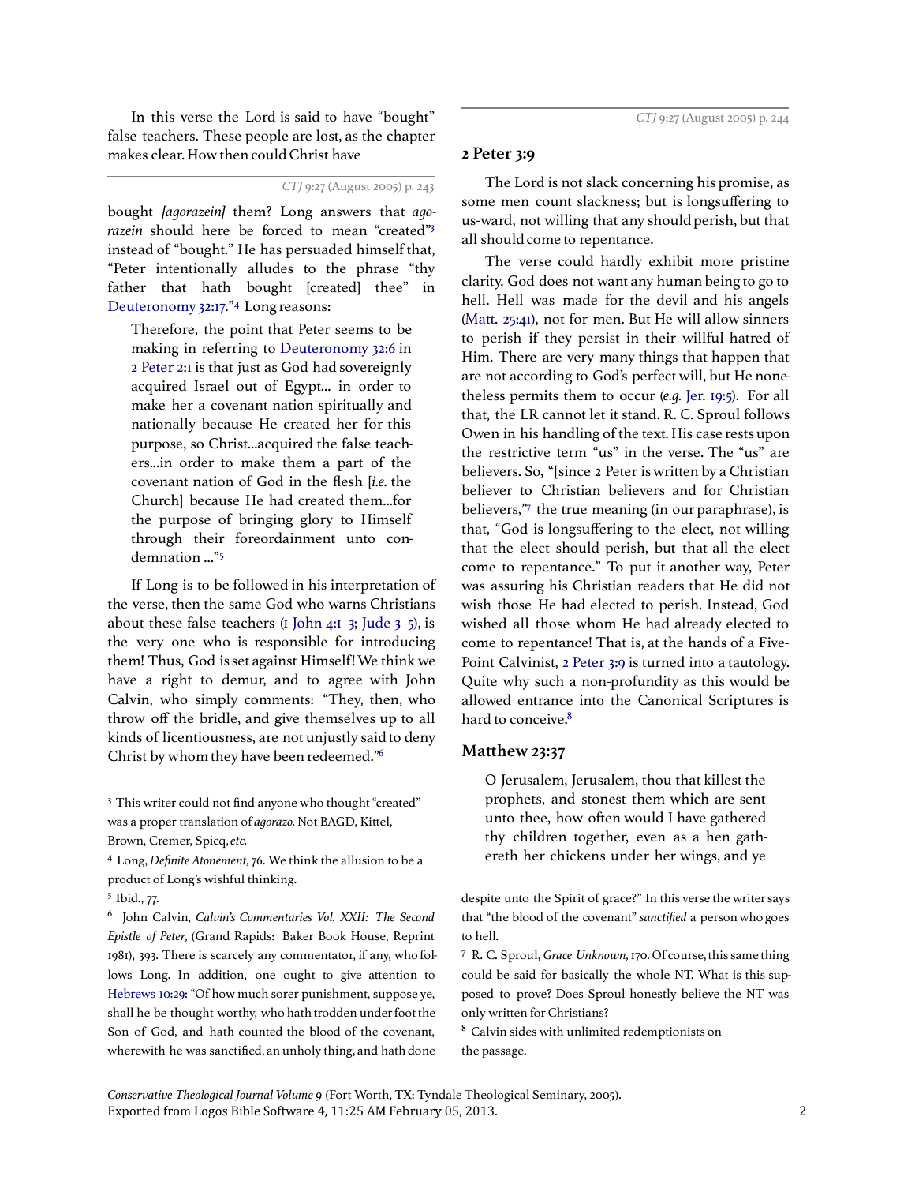In this verse the Lord is said to have "bought" false teachers. These people are lost, as the chapter makes clear. How then could Christ have bought *[agorazein]* them? Long answers that *agorazein* should here be forced to mean "created"[3] instead of "bought." He has persuaded himself that, "Peter intentionally alludes to the phrase "thy father that hath bought [created] thee" in Deuteronomy 32:17."[4] Long reasons:

> Therefore, the point that Peter seems to be making in referring to Deuteronomy 32:6 in 2 Peter 2:1 is that just as God had sovereignly acquired Israel out of Egypt... in order to make her a covenant nation spiritually and nationally because He created her for this purpose, so Christ...acquired the false teachers...in order to make them a part of the covenant nation of God in the flesh [*i.e.* the Church] because He had created them...for the purpose of bringing glory to Himself through their foreordainment unto condemnation ..."[5]

If Long is to be followed in his interpretation of the verse, then the same God who warns Christians about these false teachers (1 John 4:1–3; Jude 3–5), is the very one who is responsible for introducing them! Thus, God is set against Himself! We think we have a right to demur, and to agree with John Calvin, who simply comments: "They, then, who throw off the bridle, and give themselves up to all kinds of licentiousness, are not unjustly said to deny Christ by whom they have been redeemed."[6]

## 2 Peter 3:9

> The Lord is not slack concerning his promise, as some men count slackness; but is longsuffering to us-ward, not willing that any should perish, but that all should come to repentance.

The verse could hardly exhibit more pristine clarity. God does not want any human being to go to hell. Hell was made for the devil and his angels (Matt. 25:41), not for men. But He will allow sinners to perish if they persist in their willful hatred of Him. There are very many things that happen that are not according to God's perfect will, but He nonetheless permits them to occur (*e.g.* Jer. 19:5). For all that, the LR cannot let it stand. R. C. Sproul follows Owen in his handling of the text. His case rests upon the restrictive term "us" in the verse. The "us" are believers. So, "[since 2 Peter is written by a Christian believer to Christian believers and for Christian believers,"[7] the true meaning (in our paraphrase), is that, "God is longsuffering to the elect, not willing that the elect should perish, but that all the elect come to repentance." To put it another way, Peter was assuring his Christian readers that He did not wish those He had elected to perish. Instead, God wished all those whom He had already elected to come to repentance! That is, at the hands of a Five-Point Calvinist, 2 Peter 3:9 is turned into a tautology. Quite why such a non-profundity as this would be allowed entrance into the Canonical Scriptures is hard to conceive.[8]

## Matthew 23:37

> O Jerusalem, Jerusalem, thou that killest the prophets, and stonest them which are sent unto thee, how often would I have gathered thy children together, even as a hen gathereth her chickens under her wings, and ye

---

[3] This writer could not find anyone who thought "created" was a proper translation of *agorazo*. Not BAGD, Kittel, Brown, Cremer, Spicq, *etc.*

[4] Long, *Definite Atonement*, 76. We think the allusion to be a product of Long's wishful thinking.

[5] Ibid., 77.

[6] John Calvin, *Calvin's Commentaries Vol. XXII: The Second Epistle of Peter,* (Grand Rapids: Baker Book House, Reprint 1981), 393. There is scarcely any commentator, if any, who follows Long. In addition, one ought to give attention to Hebrews 10:29: "Of how much sorer punishment, suppose ye, shall he be thought worthy, who hath trodden under foot the Son of God, and hath counted the blood of the covenant, wherewith he was sanctified, an unholy thing, and hath done despite unto the Spirit of grace?" In this verse the writer says that "the blood of the covenant" *sanctified* a person who goes to hell.

[7] R. C. Sproul, *Grace Unknown,* 170. Of course, this same thing could be said for basically the whole NT. What is this supposed to prove? Does Sproul honestly believe the NT was only written for Christians?

[8] Calvin sides with unlimited redemptionists on the passage.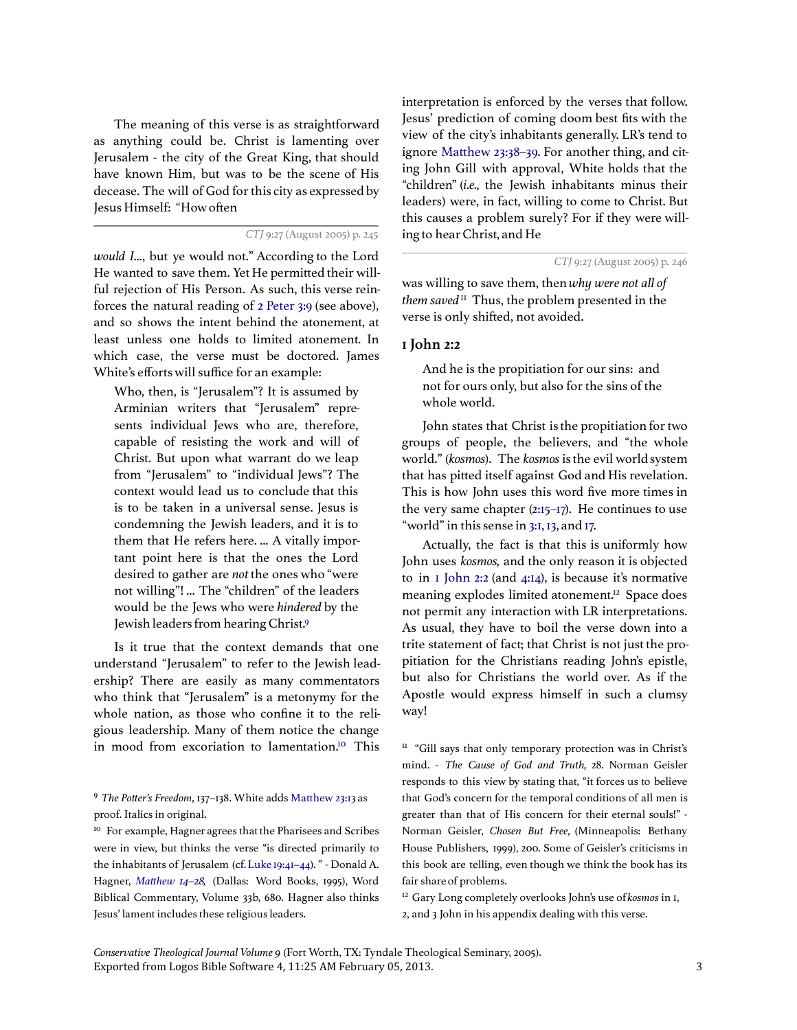The meaning of this verse is as straightforward as anything could be. Christ is lamenting over Jerusalem - the city of the Great King, that should have known Him, but was to be the scene of His decease. The will of God for this city as expressed by Jesus Himself: "How often *would I*..., but ye would not." According to the Lord He wanted to save them. Yet He permitted their willful rejection of His Person. As such, this verse reinforces the natural reading of 2 Peter 3:9 (see above), and so shows the intent behind the atonement, at least unless one holds to limited atonement. In which case, the verse must be doctored. James White's efforts will suffice for an example:

> Who, then, is "Jerusalem"? It is assumed by Arminian writers that "Jerusalem" represents individual Jews who are, therefore, capable of resisting the work and will of Christ. But upon what warrant do we leap from "Jerusalem" to "individual Jews"? The context would lead us to conclude that this is to be taken in a universal sense. Jesus is condemning the Jewish leaders, and it is to them that He refers here. ... A vitally important point here is that the ones the Lord desired to gather are *not* the ones who "were not willing"! ... The "children" of the leaders would be the Jews who were *hindered* by the Jewish leaders from hearing Christ.[9]

Is it true that the context demands that one understand "Jerusalem" to refer to the Jewish leadership? There are easily as many commentators who think that "Jerusalem" is a metonymy for the whole nation, as those who confine it to the religious leadership. Many of them notice the change in mood from excoriation to lamentation.[10] This interpretation is enforced by the verses that follow. Jesus' prediction of coming doom best fits with the view of the city's inhabitants generally. LR's tend to ignore Matthew 23:38–39. For another thing, and citing John Gill with approval, White holds that the "children" (*i.e.,* the Jewish inhabitants minus their leaders) were, in fact, willing to come to Christ. But this causes a problem surely? For if they were willing to hear Christ, and He was willing to save them, then *why were not all of them saved*[11] Thus, the problem presented in the verse is only shifted, not avoided.

## 1 John 2:2

> And he is the propitiation for our sins: and not for ours only, but also for the sins of the whole world.

John states that Christ is the propitiation for two groups of people, the believers, and "the whole world." (*kosmos*). The *kosmos* is the evil world system that has pitted itself against God and His revelation. This is how John uses this word five more times in the very same chapter (2:15–17). He continues to use "world" in this sense in 3:1, 13, and 17.

Actually, the fact is that this is uniformly how John uses *kosmos,* and the only reason it is objected to in 1 John 2:2 (and 4:14), is because it's normative meaning explodes limited atonement.[12] Space does not permit any interaction with LR interpretations. As usual, they have to boil the verse down into a trite statement of fact; that Christ is not just the propitiation for the Christians reading John's epistle, but also for Christians the world over. As if the Apostle would express himself in such a clumsy way!

---

[9] *The Potter's Freedom,* 137–138. White adds Matthew 23:13 as proof. Italics in original.

[10] For example, Hagner agrees that the Pharisees and Scribes were in view, but thinks the verse "is directed primarily to the inhabitants of Jerusalem (cf. Luke 19:41–44). " - Donald A. Hagner, *Matthew 14–28,* (Dallas: Word Books, 1995), Word Biblical Commentary, Volume 33b, 680. Hagner also thinks Jesus' lament includes these religious leaders.

[11] "Gill says that only temporary protection was in Christ's mind. - *The Cause of God and Truth,* 28. Norman Geisler responds to this view by stating that, "it forces us to believe that God's concern for the temporal conditions of all men is greater than that of His concern for their eternal souls!" - Norman Geisler, *Chosen But Free,* (Minneapolis: Bethany House Publishers, 1999), 200. Some of Geisler's criticisms in this book are telling, even though we think the book has its fair share of problems.

[12] Gary Long completely overlooks John's use of *kosmos* in 1, 2, and 3 John in his appendix dealing with this verse.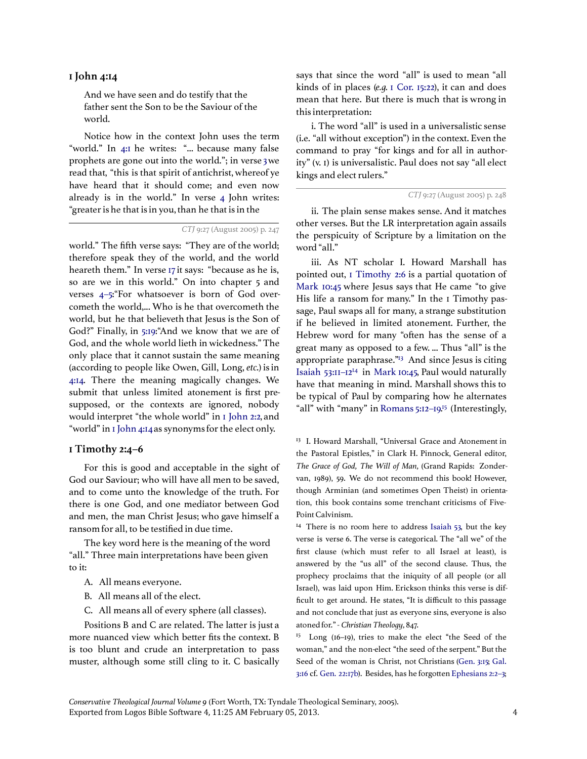## 1 John 4:14

> And we have seen and do testify that the father sent the Son to be the Saviour of the world.

Notice how in the context John uses the term "world." In 4:1 he writes: "… because many false prophets are gone out into the world."; in verse 3 we read that, "this is that spirit of antichrist, whereof ye have heard that it should come; and even now already is in the world." In verse 4 John writes: "greater is he that is in you, than he that is in the world." The fifth verse says: "They are of the world; therefore speak they of the world, and the world heareth them." In verse 17 it says: "because as he is, so are we in this world." On into chapter 5 and verses 4–5: "For whatsoever is born of God overcometh the world,… Who is he that overcometh the world, but he that believeth that Jesus is the Son of God?" Finally, in 5:19: "And we know that we are of God, and the whole world lieth in wickedness." The only place that it cannot sustain the same meaning (according to people like Owen, Gill, Long, *etc.*) is in 4:14. There the meaning magically changes. We submit that unless limited atonement is first presupposed, or the contexts are ignored, nobody would interpret "the whole world" in 1 John 2:2, and "world" in 1 John 4:14 as synonyms for the elect only.

## 1 Timothy 2:4–6

For this is good and acceptable in the sight of God our Saviour; who will have all men to be saved, and to come unto the knowledge of the truth. For there is one God, and one mediator between God and men, the man Christ Jesus; who gave himself a ransom for all, to be testified in due time.

The key word here is the meaning of the word "all." Three main interpretations have been given to it:

A. All means everyone.

B. All means all of the elect.

C. All means all of every sphere (all classes).

Positions B and C are related. The latter is just a more nuanced view which better fits the context. B is too blunt and crude an interpretation to pass muster, although some still cling to it. C basically says that since the word "all" is used to mean "all kinds of in places (*e.g.* 1 Cor. 15:22), it can and does mean that here. But there is much that is wrong in this interpretation:

i. The word "all" is used in a universalistic sense (i.e. "all without exception") in the context. Even the command to pray "for kings and for all in authority" (v. 1) is universalistic. Paul does not say "all elect kings and elect rulers."

ii. The plain sense makes sense. And it matches other verses. But the LR interpretation again assails the perspicuity of Scripture by a limitation on the word "all."

iii. As NT scholar I. Howard Marshall has pointed out, 1 Timothy 2:6 is a partial quotation of Mark 10:45 where Jesus says that He came "to give His life a ransom for many." In the 1 Timothy passage, Paul swaps all for many, a strange substitution if he believed in limited atonement. Further, the Hebrew word for many "often has the sense of a great many as opposed to a few. … Thus "all" is the appropriate paraphrase."[13] And since Jesus is citing Isaiah 53:11–12[14] in Mark 10:45, Paul would naturally have that meaning in mind. Marshall shows this to be typical of Paul by comparing how he alternates "all" with "many" in Romans 5:12–19.[15] (Interestingly,

---

[13] I. Howard Marshall, "Universal Grace and Atonement in the Pastoral Epistles," in Clark H. Pinnock, General editor, *The Grace of God, The Will of Man,* (Grand Rapids: Zondervan, 1989), 59. We do not recommend this book! However, though Arminian (and sometimes Open Theist) in orientation, this book contains some trenchant criticisms of Five-Point Calvinism.

[14] There is no room here to address Isaiah 53, but the key verse is verse 6. The verse is categorical. The "all we" of the first clause (which must refer to all Israel at least), is answered by the "us all" of the second clause. Thus, the prophecy proclaims that the iniquity of all people (or all Israel), was laid upon Him. Erickson thinks this verse is difficult to get around. He states, "It is difficult to this passage and not conclude that just as everyone sins, everyone is also atoned for." - *Christian Theology*, 847.

[15] Long (16–19), tries to make the elect "the Seed of the woman," and the non-elect "the seed of the serpent." But the Seed of the woman is Christ, not Christians (Gen. 3:15; Gal. 3:16 cf. Gen. 22:17b). Besides, has he forgotten Ephesians 2:2–3;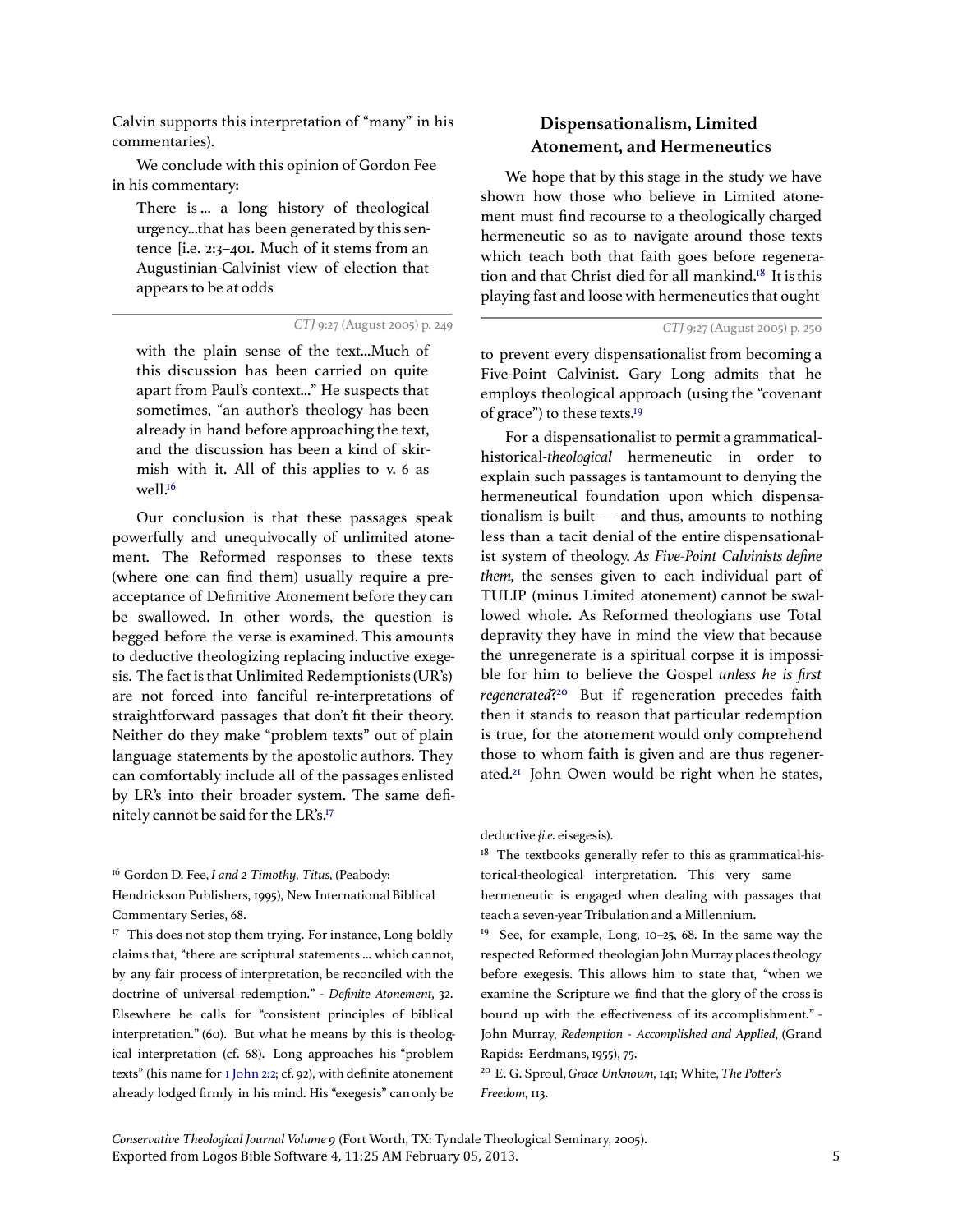Calvin supports this interpretation of "many" in his commentaries).

We conclude with this opinion of Gordon Fee in his commentary:

> There is … a long history of theological urgency…that has been generated by this sentence [i.e. 2:3–4OI. Much of it stems from an Augustinian-Calvinist view of election that appears to be at odds with the plain sense of the text…Much of this discussion has been carried on quite apart from Paul's context…" He suspects that sometimes, "an author's theology has been already in hand before approaching the text, and the discussion has been a kind of skirmish with it. All of this applies to v. 6 as well.[16]

Our conclusion is that these passages speak powerfully and unequivocally of unlimited atonement. The Reformed responses to these texts (where one can find them) usually require a preacceptance of Definitive Atonement before they can be swallowed. In other words, the question is begged before the verse is examined. This amounts to deductive theologizing replacing inductive exegesis. The fact is that Unlimited Redemptionists (UR's) are not forced into fanciful re-interpretations of straightforward passages that don't fit their theory. Neither do they make "problem texts" out of plain language statements by the apostolic authors. They can comfortably include all of the passages enlisted by LR's into their broader system. The same definitely cannot be said for the LR's.[17]

## Dispensationalism, Limited Atonement, and Hermeneutics

We hope that by this stage in the study we have shown how those who believe in Limited atonement must find recourse to a theologically charged hermeneutic so as to navigate around those texts which teach both that faith goes before regeneration and that Christ died for all mankind.[18] It is this playing fast and loose with hermeneutics that ought to prevent every dispensationalist from becoming a Five-Point Calvinist. Gary Long admits that he employs theological approach (using the "covenant of grace") to these texts.[19]

For a dispensationalist to permit a grammatical-historical-*theological* hermeneutic in order to explain such passages is tantamount to denying the hermeneutical foundation upon which dispensationalism is built — and thus, amounts to nothing less than a tacit denial of the entire dispensationalist system of theology. *As Five-Point Calvinists define them,* the senses given to each individual part of TULIP (minus Limited atonement) cannot be swallowed whole. As Reformed theologians use Total depravity they have in mind the view that because the unregenerate is a spiritual corpse it is impossible for him to believe the Gospel *unless he is first regenerated*?[20] But if regeneration precedes faith then it stands to reason that particular redemption is true, for the atonement would only comprehend those to whom faith is given and are thus regenerated.[21] John Owen would be right when he states,

---

[16] Gordon D. Fee, *I and 2 Timothy, Titus,* (Peabody: Hendrickson Publishers, 1995), New International Biblical Commentary Series, 68.

[17] This does not stop them trying. For instance, Long boldly claims that, "there are scriptural statements … which cannot, by any fair process of interpretation, be reconciled with the doctrine of universal redemption." - *Definite Atonement,* 32. Elsewhere he calls for "consistent principles of biblical interpretation." (60). But what he means by this is theological interpretation (cf. 68). Long approaches his "problem texts" (his name for 1 John 2:2; cf. 92), with definite atonement already lodged firmly in his mind. His "exegesis" can only be deductive *[i.e.* eisegesis).

[18] The textbooks generally refer to this as grammatical-historical-theological interpretation. This very same hermeneutic is engaged when dealing with passages that teach a seven-year Tribulation and a Millennium.

[19] See, for example, Long, 10–25, 68. In the same way the respected Reformed theologian John Murray places theology before exegesis. This allows him to state that, "when we examine the Scripture we find that the glory of the cross is bound up with the effectiveness of its accomplishment." - John Murray, *Redemption - Accomplished and Applied,* (Grand Rapids: Eerdmans, 1955), 75.

[20] E. G. Sproul, *Grace Unknown*, 141; White, *The Potter's Freedom*, 113.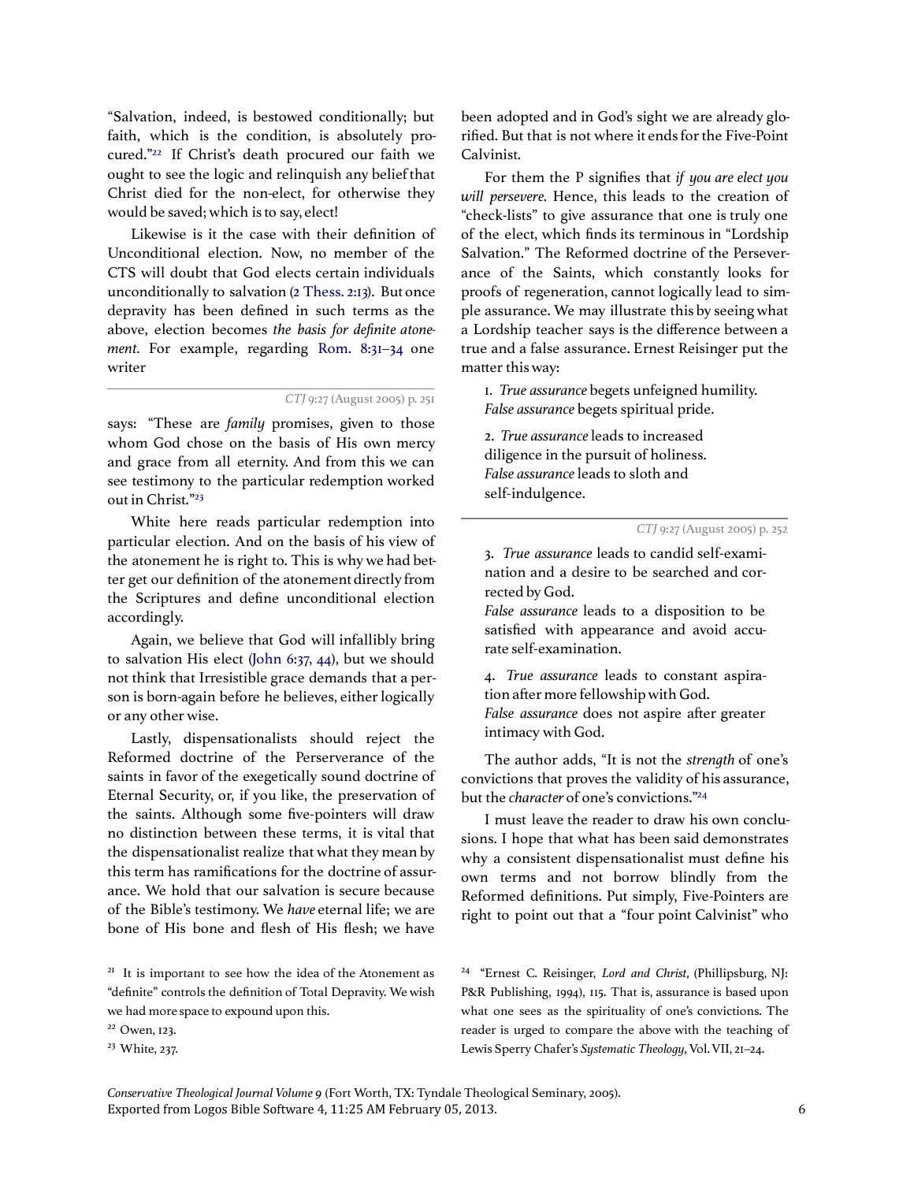"Salvation, indeed, is bestowed conditionally; but faith, which is the condition, is absolutely procured."[22] If Christ's death procured our faith we ought to see the logic and relinquish any belief that Christ died for the non-elect, for otherwise they would be saved; which is to say, elect!

Likewise is it the case with their definition of Unconditional election. Now, no member of the CTS will doubt that God elects certain individuals unconditionally to salvation (2 Thess. 2:13). But once depravity has been defined in such terms as the above, election becomes *the basis for definite atonement*. For example, regarding Rom. 8:31–34 one writer says: "These are *family* promises, given to those whom God chose on the basis of His own mercy and grace from all eternity. And from this we can see testimony to the particular redemption worked out in Christ."[23]

White here reads particular redemption into particular election. And on the basis of his view of the atonement he is right to. This is why we had better get our definition of the atonement directly from the Scriptures and define unconditional election accordingly.

Again, we believe that God will infallibly bring to salvation His elect (John 6:37, 44), but we should not think that Irresistible grace demands that a person is born-again before he believes, either logically or any other wise.

Lastly, dispensationalists should reject the Reformed doctrine of the Perserverance of the saints in favor of the exegetically sound doctrine of Eternal Security, or, if you like, the preservation of the saints. Although some five-pointers will draw no distinction between these terms, it is vital that the dispensationalist realize that what they mean by this term has ramifications for the doctrine of assurance. We hold that our salvation is secure because of the Bible's testimony. We *have* eternal life; we are bone of His bone and flesh of His flesh; we have been adopted and in God's sight we are already glorified. But that is not where it ends for the Five-Point Calvinist.

For them the P signifies that *if you are elect you will persevere*. Hence, this leads to the creation of "check-lists" to give assurance that one is truly one of the elect, which finds its terminous in "Lordship Salvation." The Reformed doctrine of the Perseverance of the Saints, which constantly looks for proofs of regeneration, cannot logically lead to simple assurance. We may illustrate this by seeing what a Lordship teacher says is the difference between a true and a false assurance. Ernest Reisinger put the matter this way:

> 1. *True assurance* begets unfeigned humility. *False assurance* begets spiritual pride.
>
> 2. *True assurance* leads to increased diligence in the pursuit of holiness. *False assurance* leads to sloth and self-indulgence.
>
> 3. *True assurance* leads to candid self-examination and a desire to be searched and corrected by God. *False assurance* leads to a disposition to be satisfied with appearance and avoid accurate self-examination.
>
> 4. *True assurance* leads to constant aspiration after more fellowship with God. *False assurance* does not aspire after greater intimacy with God.

The author adds, "It is not the *strength* of one's convictions that proves the validity of his assurance, but the *character* of one's convictions."[24]

I must leave the reader to draw his own conclusions. I hope that what has been said demonstrates why a consistent dispensationalist must define his own terms and not borrow blindly from the Reformed definitions. Put simply, Five-Pointers are right to point out that a "four point Calvinist" who

---

[21] It is important to see how the idea of the Atonement as "definite" controls the definition of Total Depravity. We wish we had more space to expound upon this.

[22] Owen, 123.

[23] White, 237.

[24] "Ernest C. Reisinger, *Lord and Christ,* (Phillipsburg, NJ: P&R Publishing, 1994), 115. That is, assurance is based upon what one sees as the spirituality of one's convictions. The reader is urged to compare the above with the teaching of Lewis Sperry Chafer's *Systematic Theology,* Vol. VII, 21–24.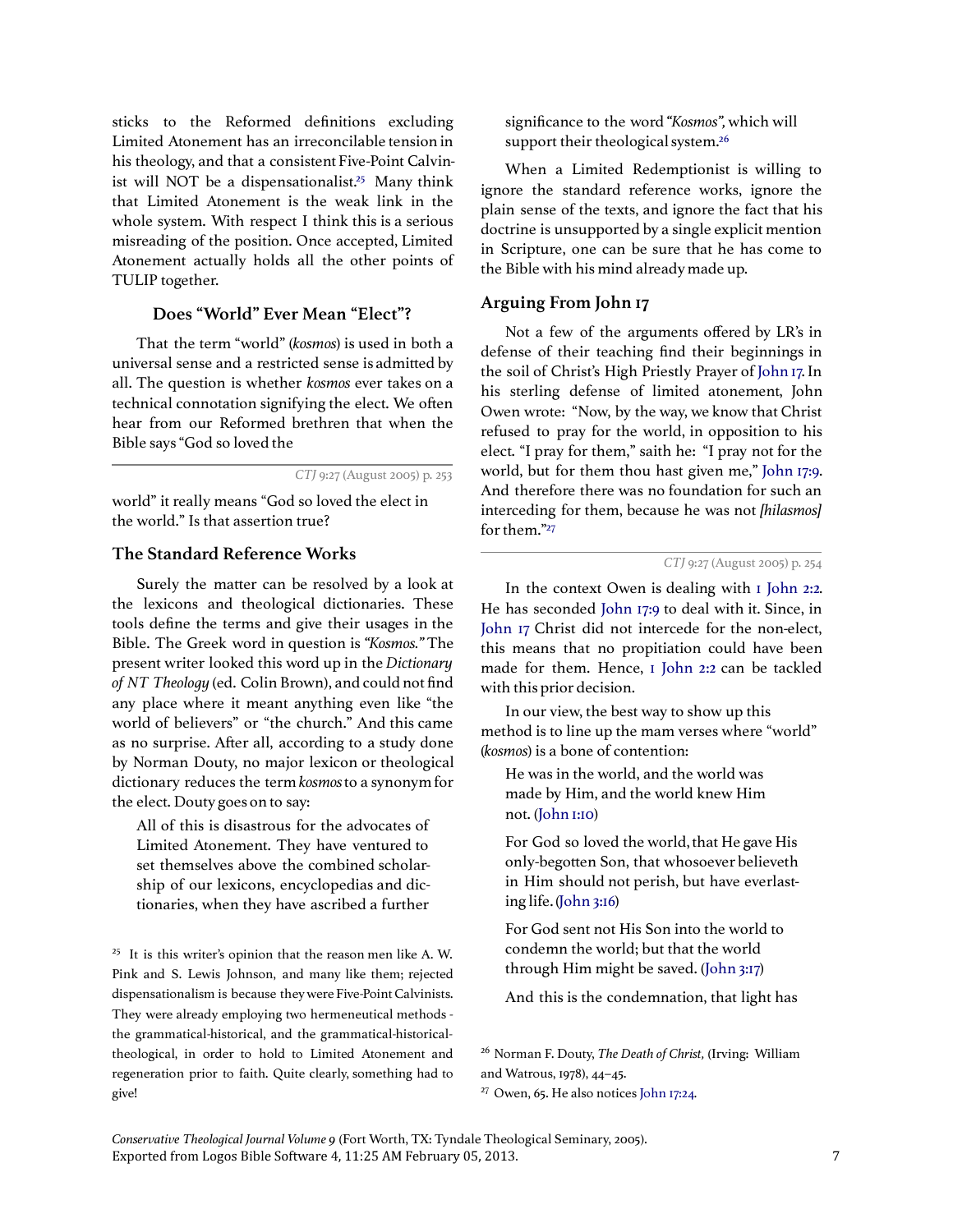sticks to the Reformed definitions excluding Limited Atonement has an irreconcilable tension in his theology, and that a consistent Five-Point Calvinist will NOT be a dispensationalist.[25] Many think that Limited Atonement is the weak link in the whole system. With respect I think this is a serious misreading of the position. Once accepted, Limited Atonement actually holds all the other points of TULIP together.

### Does "World" Ever Mean "Elect"?

That the term "world" (*kosmos*) is used in both a universal sense and a restricted sense is admitted by all. The question is whether *kosmos* ever takes on a technical connotation signifying the elect. We often hear from our Reformed brethren that when the Bible says "God so loved the world" it really means "God so loved the elect in the world." Is that assertion true?

### The Standard Reference Works

Surely the matter can be resolved by a look at the lexicons and theological dictionaries. These tools define the terms and give their usages in the Bible. The Greek word in question is *"Kosmos."* The present writer looked this word up in the *Dictionary of NT Theology* (ed. Colin Brown), and could not find any place where it meant anything even like "the world of believers" or "the church." And this came as no surprise. After all, according to a study done by Norman Douty, no major lexicon or theological dictionary reduces the term *kosmos* to a synonym for the elect. Douty goes on to say:

> All of this is disastrous for the advocates of Limited Atonement. They have ventured to set themselves above the combined scholarship of our lexicons, encyclopedias and dictionaries, when they have ascribed a further significance to the word *"Kosmos",* which will support their theological system.[26]

When a Limited Redemptionist is willing to ignore the standard reference works, ignore the plain sense of the texts, and ignore the fact that his doctrine is unsupported by a single explicit mention in Scripture, one can be sure that he has come to the Bible with his mind already made up.

### Arguing From John 17

Not a few of the arguments offered by LR's in defense of their teaching find their beginnings in the soil of Christ's High Priestly Prayer of John 17. In his sterling defense of limited atonement, John Owen wrote: "Now, by the way, we know that Christ refused to pray for the world, in opposition to his elect. "I pray for them," saith he: "I pray not for the world, but for them thou hast given me," John 17:9. And therefore there was no foundation for such an interceding for them, because he was not *[hilasmos]* for them."[27]

In the context Owen is dealing with 1 John 2:2. He has seconded John 17:9 to deal with it. Since, in John 17 Christ did not intercede for the non-elect, this means that no propitiation could have been made for them. Hence, 1 John 2:2 can be tackled with this prior decision.

In our view, the best way to show up this method is to line up the mam verses where "world" (*kosmos*) is a bone of contention:

> He was in the world, and the world was made by Him, and the world knew Him not. (John 1:10)

> For God so loved the world, that He gave His only-begotten Son, that whosoever believeth in Him should not perish, but have everlasting life. (John 3:16)

> For God sent not His Son into the world to condemn the world; but that the world through Him might be saved. (John 3:17)

> And this is the condemnation, that light has

---

[25] It is this writer's opinion that the reason men like A. W. Pink and S. Lewis Johnson, and many like them; rejected dispensationalism is because they were Five-Point Calvinists. They were already employing two hermeneutical methods - the grammatical-historical, and the grammatical-historical-theological, in order to hold to Limited Atonement and regeneration prior to faith. Quite clearly, something had to give!

[26] Norman F. Douty, *The Death of Christ,* (Irving: William and Watrous, 1978), 44–45.

[27] Owen, 65. He also notices John 17:24.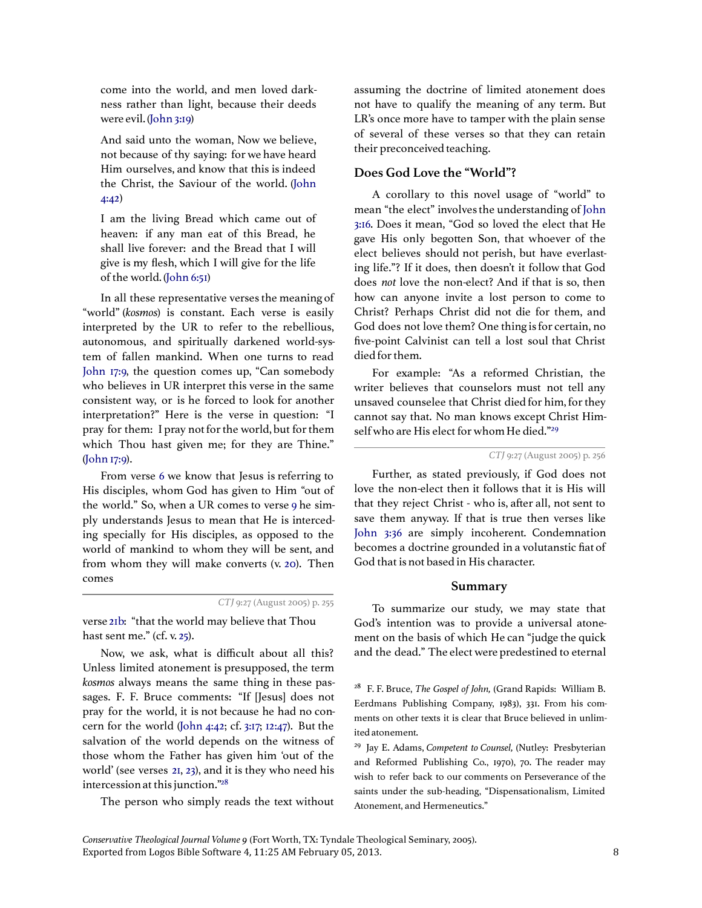come into the world, and men loved darkness rather than light, because their deeds were evil. (John 3:19)

> And said unto the woman, Now we believe, not because of thy saying: for we have heard Him ourselves, and know that this is indeed the Christ, the Saviour of the world. (John 4:42)

> I am the living Bread which came out of heaven: if any man eat of this Bread, he shall live forever: and the Bread that I will give is my flesh, which I will give for the life of the world. (John 6:51)

In all these representative verses the meaning of "world" (*kosmos*) is constant. Each verse is easily interpreted by the UR to refer to the rebellious, autonomous, and spiritually darkened world-system of fallen mankind. When one turns to read John 17:9, the question comes up, "Can somebody who believes in UR interpret this verse in the same consistent way, or is he forced to look for another interpretation?" Here is the verse in question: "I pray for them: I pray not for the world, but for them which Thou hast given me; for they are Thine." (John 17:9).

From verse 6 we know that Jesus is referring to His disciples, whom God has given to Him "out of the world." So, when a UR comes to verse 9 he simply understands Jesus to mean that He is interceding specially for His disciples, as opposed to the world of mankind to whom they will be sent, and from whom they will make converts (v. 20). Then comes verse 21b: "that the world may believe that Thou hast sent me." (cf. v. 25).

Now, we ask, what is difficult about all this? Unless limited atonement is presupposed, the term *kosmos* always means the same thing in these passages. F. F. Bruce comments: "If [Jesus] does not pray for the world, it is not because he had no concern for the world (John 4:42; cf. 3:17; 12:47). But the salvation of the world depends on the witness of those whom the Father has given him 'out of the world' (see verses 21, 23), and it is they who need his intercession at this junction."[28]

The person who simply reads the text without assuming the doctrine of limited atonement does not have to qualify the meaning of any term. But LR's once more have to tamper with the plain sense of several of these verses so that they can retain their preconceived teaching.

### Does God Love the "World"?

A corollary to this novel usage of "world" to mean "the elect" involves the understanding of John 3:16. Does it mean, "God so loved the elect that He gave His only begotten Son, that whoever of the elect believes should not perish, but have everlasting life."? If it does, then doesn't it follow that God does *not* love the non-elect? And if that is so, then how can anyone invite a lost person to come to Christ? Perhaps Christ did not die for them, and God does not love them? One thing is for certain, no five-point Calvinist can tell a lost soul that Christ died for them.

For example: "As a reformed Christian, the writer believes that counselors must not tell any unsaved counselee that Christ died for him, for they cannot say that. No man knows except Christ Himself who are His elect for whom He died."[29]

Further, as stated previously, if God does not love the non-elect then it follows that it is His will that they reject Christ - who is, after all, not sent to save them anyway. If that is true then verses like John 3:36 are simply incoherent. Condemnation becomes a doctrine grounded in a volutanstic fiat of God that is not based in His character.

### Summary

To summarize our study, we may state that God's intention was to provide a universal atonement on the basis of which He can "judge the quick and the dead." The elect were predestined to eternal

---

[28] F. F. Bruce, *The Gospel of John,* (Grand Rapids: William B. Eerdmans Publishing Company, 1983), 331. From his comments on other texts it is clear that Bruce believed in unlimited atonement.

[29] Jay E. Adams, *Competent to Counsel,* (Nutley: Presbyterian and Reformed Publishing Co., 1970), 70. The reader may wish to refer back to our comments on Perseverance of the saints under the sub-heading, "Dispensationalism, Limited Atonement, and Hermeneutics."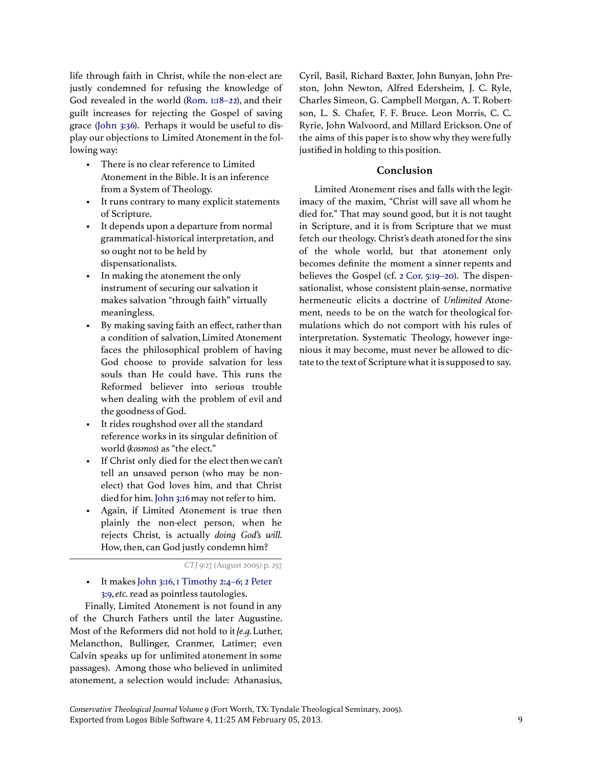life through faith in Christ, while the non-elect are justly condemned for refusing the knowledge of God revealed in the world (Rom. 1:18–22), and their guilt increases for rejecting the Gospel of saving grace (John 3:36). Perhaps it would be useful to display our objections to Limited Atonement in the following way:

- There is no clear reference to Limited Atonement in the Bible. It is an inference from a System of Theology.
- It runs contrary to many explicit statements of Scripture.
- It depends upon a departure from normal grammatical-historical interpretation, and so ought not to be held by dispensationalists.
- In making the atonement the only instrument of securing our salvation it makes salvation "through faith" virtually meaningless.
- By making saving faith an effect, rather than a condition of salvation, Limited Atonement faces the philosophical problem of having God choose to provide salvation for less souls than He could have. This runs the Reformed believer into serious trouble when dealing with the problem of evil and the goodness of God.
- It rides roughshod over all the standard reference works in its singular definition of world (*kosmos*) as "the elect."
- If Christ only died for the elect then we can't tell an unsaved person (who may be non-elect) that God loves him, and that Christ died for him. John 3:16 may not refer to him.
- Again, if Limited Atonement is true then plainly the non-elect person, when he rejects Christ, is actually *doing God's will*. How, then, can God justly condemn him?
- It makes John 3:16, 1 Timothy 2:4–6; 2 Peter 3:9, *etc*. read as pointless tautologies.

Finally, Limited Atonement is not found in any of the Church Fathers until the later Augustine. Most of the Reformers did not hold to it (*e.g.* Luther, Melancthon, Bullinger, Cranmer, Latimer; even Calvin speaks up for unlimited atonement in some passages). Among those who believed in unlimited atonement, a selection would include: Athanasius, Cyril, Basil, Richard Baxter, John Bunyan, John Preston, John Newton, Alfred Edersheim, J. C. Ryle, Charles Simeon, G. Campbell Morgan, A. T. Robertson, L. S. Chafer, F. F. Bruce. Leon Morris, C. C. Ryrie, John Walvoord, and Millard Erickson. One of the aims of this paper is to show why they were fully justified in holding to this position.

## Conclusion

Limited Atonement rises and falls with the legitimacy of the maxim, "Christ will save all whom he died for." That may sound good, but it is not taught in Scripture, and it is from Scripture that we must fetch our theology. Christ's death atoned for the sins of the whole world, but that atonement only becomes definite the moment a sinner repents and believes the Gospel (cf. 2 Cor. 5:19–20). The dispensationalist, whose consistent plain-sense, normative hermeneutic elicits a doctrine of *Unlimited* Atonement, needs to be on the watch for theological formulations which do not comport with his rules of interpretation. Systematic Theology, however ingenious it may become, must never be allowed to dictate to the text of Scripture what it is supposed to say.